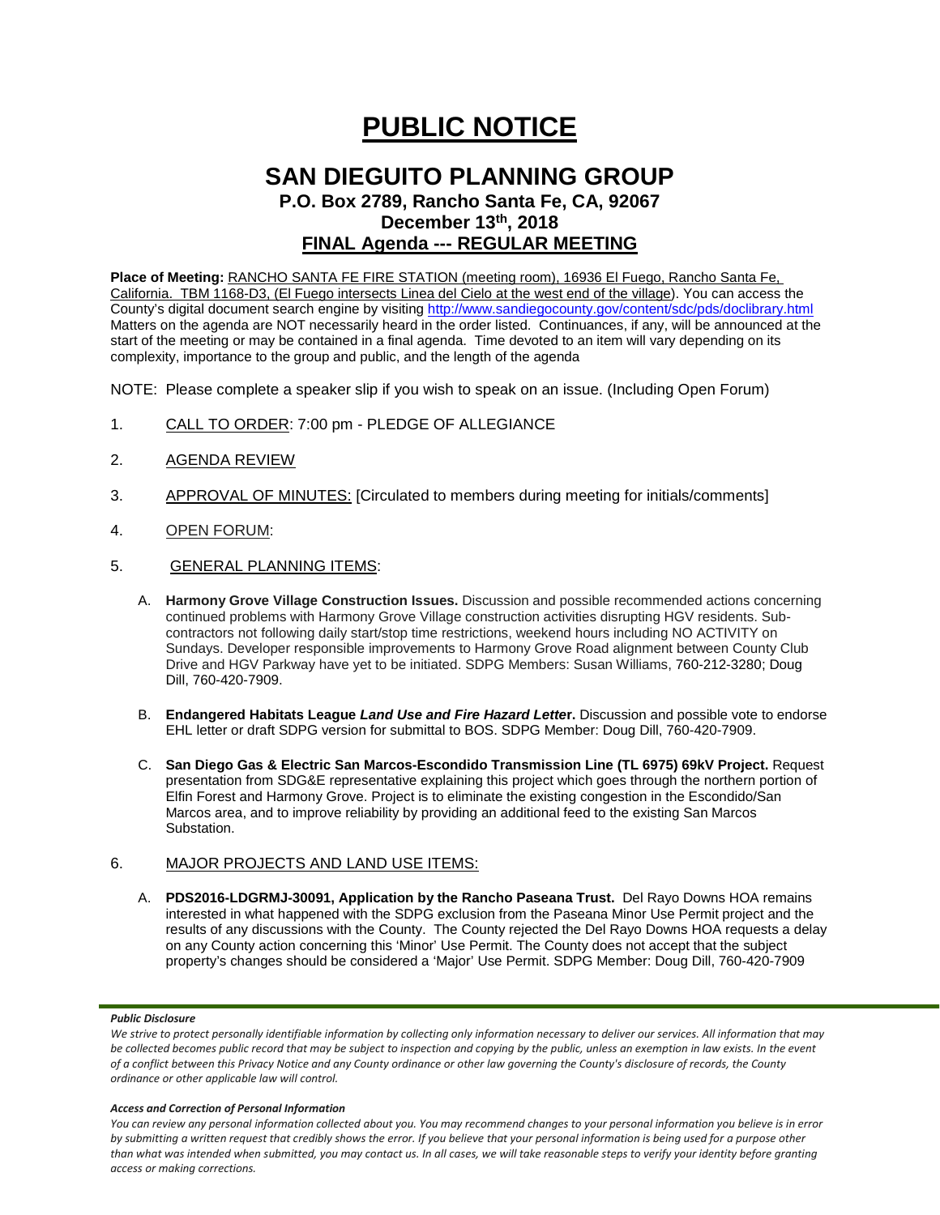# PUBLIC NOTICE

## SAN DIEGUITO PLANNING GROUP

### P.O. Box 2789, Rancho Santa Fe, CA, 92067

### December 13th, 2018

### FINAL Agenda --- REGULAR MEETING

**Place of Meeting:** RANCHO SANTA FE FIRE STATION (meeting room), 16936 El Fuego, Rancho Santa Fe, California. TBM 1168-D3, (El Fuego intersects Linea del Cielo at the west end of the village). You can access the County's digital document search engine by visiting http://www.sandiegocounty.gov/content/sdc/pds/doclibrary.html Matters on the agenda are NOT necessarily heard in the order listed. Continuances, if any, will be announced at the start of the meeting or may be contained in a final agenda. Time devoted to an item will vary depending on its complexity, importance to the group and public, and the length of the agenda

NOTE: Please complete a speaker slip if you wish to speak on an issue. (Including Open Forum)

1. CALL TO ORDER: 7:00 pm - PLEDGE OF ALLEGIANCE

2. AGENDA REVIEW

3. APPROVAL OF MINUTES: [Circulated to members during meeting for initials/comments]

4. OPEN FORUM:

5. GENERAL PLANNING ITEMS:

   A. **Harmony Grove Village Construction Issues.** Discussion and possible recommended actions concerning continued problems with Harmony Grove Village construction activities disrupting HGV residents. Sub-contractors not following daily start/stop time restrictions, weekend hours including NO ACTIVITY on Sundays. Developer responsible improvements to Harmony Grove Road alignment between County Club Drive and HGV Parkway have yet to be initiated. SDPG Members: Susan Williams, 760-212-3280; Doug Dill, 760-420-7909.

   B. **Endangered Habitats League *Land Use and Fire Hazard Letter*.** Discussion and possible vote to endorse EHL letter or draft SDPG version for submittal to BOS. SDPG Member: Doug Dill, 760-420-7909.

   C. **San Diego Gas & Electric San Marcos-Escondido Transmission Line (TL 6975) 69kV Project.** Request presentation from SDG&E representative explaining this project which goes through the northern portion of Elfin Forest and Harmony Grove. Project is to eliminate the existing congestion in the Escondido/San Marcos area, and to improve reliability by providing an additional feed to the existing San Marcos Substation.

6. MAJOR PROJECTS AND LAND USE ITEMS:

   A. **PDS2016-LDGRMJ-30091, Application by the Rancho Paseana Trust.** Del Rayo Downs HOA remains interested in what happened with the SDPG exclusion from the Paseana Minor Use Permit project and the results of any discussions with the County. The County rejected the Del Rayo Downs HOA requests a delay on any County action concerning this 'Minor' Use Permit. The County does not accept that the subject property's changes should be considered a 'Major' Use Permit. SDPG Member: Doug Dill, 760-420-7909

***Public Disclosure***

*We strive to protect personally identifiable information by collecting only information necessary to deliver our services. All information that may be collected becomes public record that may be subject to inspection and copying by the public, unless an exemption in law exists. In the event of a conflict between this Privacy Notice and any County ordinance or other law governing the County's disclosure of records, the County ordinance or other applicable law will control.*

***Access and Correction of Personal Information***

*You can review any personal information collected about you. You may recommend changes to your personal information you believe is in error by submitting a written request that credibly shows the error. If you believe that your personal information is being used for a purpose other than what was intended when submitted, you may contact us. In all cases, we will take reasonable steps to verify your identity before granting access or making corrections.*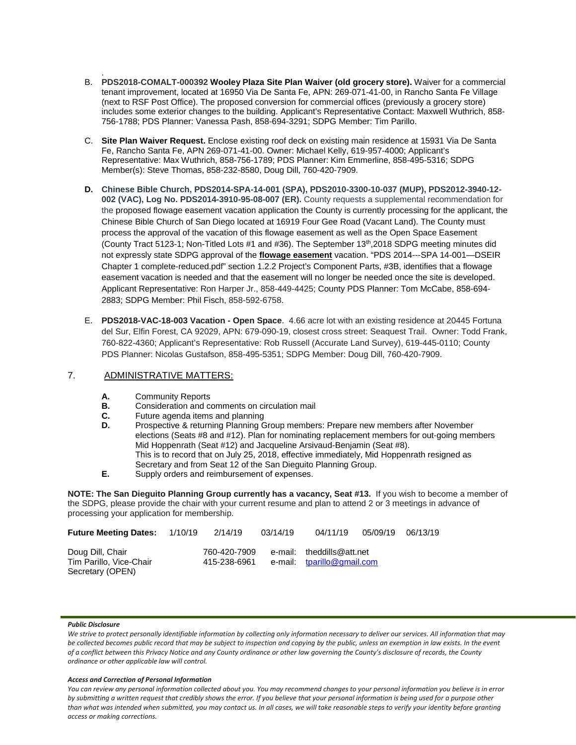.

B. **PDS2018-COMALT-000392 Wooley Plaza Site Plan Waiver (old grocery store).** Waiver for a commercial tenant improvement, located at 16950 Via De Santa Fe, APN: 269-071-41-00, in Rancho Santa Fe Village (next to RSF Post Office). The proposed conversion for commercial offices (previously a grocery store) includes some exterior changes to the building. Applicant's Representative Contact: Maxwell Wuthrich, 858-756-1788; PDS Planner: Vanessa Pash, 858-694-3291; SDPG Member: Tim Parillo.

C. **Site Plan Waiver Request.** Enclose existing roof deck on existing main residence at 15931 Via De Santa Fe, Rancho Santa Fe, APN 269-071-41-00. Owner: Michael Kelly, 619-957-4000; Applicant's Representative: Max Wuthrich, 858-756-1789; PDS Planner: Kim Emmerline, 858-495-5316; SDPG Member(s): Steve Thomas, 858-232-8580, Doug Dill, 760-420-7909.

**D. Chinese Bible Church, PDS2014-SPA-14-001 (SPA), PDS2010-3300-10-037 (MUP), PDS2012-3940-12-002 (VAC), Log No. PDS2014-3910-95-08-007 (ER).** County requests a supplemental recommendation for the proposed flowage easement vacation application the County is currently processing for the applicant, the Chinese Bible Church of San Diego located at 16919 Four Gee Road (Vacant Land). The County must process the approval of the vacation of this flowage easement as well as the Open Space Easement (County Tract 5123-1; Non-Titled Lots #1 and #36). The September 13th,2018 SDPG meeting minutes did not expressly state SDPG approval of the **flowage easement** vacation. "PDS 2014---SPA 14-001—DSEIR Chapter 1 complete-reduced.pdf" section 1.2.2 Project's Component Parts, #3B, identifies that a flowage easement vacation is needed and that the easement will no longer be needed once the site is developed. Applicant Representative: Ron Harper Jr., 858-449-4425; County PDS Planner: Tom McCabe, 858-694-2883; SDPG Member: Phil Fisch, 858-592-6758.

E. **PDS2018-VAC-18-003 Vacation - Open Space**. 4.66 acre lot with an existing residence at 20445 Fortuna del Sur, Elfin Forest, CA 92029, APN: 679-090-19, closest cross street: Seaquest Trail. Owner: Todd Frank, 760-822-4360; Applicant's Representative: Rob Russell (Accurate Land Survey), 619-445-0110; County PDS Planner: Nicolas Gustafson, 858-495-5351; SDPG Member: Doug Dill, 760-420-7909.

7. ADMINISTRATIVE MATTERS:

**A.** Community Reports
**B.** Consideration and comments on circulation mail
**C.** Future agenda items and planning
**D.** Prospective & returning Planning Group members: Prepare new members after November elections (Seats #8 and #12). Plan for nominating replacement members for out-going members Mid Hoppenrath (Seat #12) and Jacqueline Arsivaud-Benjamin (Seat #8).
This is to record that on July 25, 2018, effective immediately, Mid Hoppenrath resigned as Secretary and from Seat 12 of the San Dieguito Planning Group.
**E.** Supply orders and reimbursement of expenses.

**NOTE: The San Dieguito Planning Group currently has a vacancy, Seat #13.** If you wish to become a member of the SDPG, please provide the chair with your current resume and plan to attend 2 or 3 meetings in advance of processing your application for membership.

**Future Meeting Dates:** 1/10/19 2/14/19 03/14/19 04/11/19 05/09/19 06/13/19

Doug Dill, Chair 760-420-7909 e-mail: theddills@att.net
Tim Parillo, Vice-Chair 415-238-6961 e-mail: tparillo@gmail.com
Secretary (OPEN)

***Public Disclosure***

*We strive to protect personally identifiable information by collecting only information necessary to deliver our services. All information that may be collected becomes public record that may be subject to inspection and copying by the public, unless an exemption in law exists. In the event of a conflict between this Privacy Notice and any County ordinance or other law governing the County's disclosure of records, the County ordinance or other applicable law will control.*

***Access and Correction of Personal Information***

*You can review any personal information collected about you. You may recommend changes to your personal information you believe is in error by submitting a written request that credibly shows the error. If you believe that your personal information is being used for a purpose other than what was intended when submitted, you may contact us. In all cases, we will take reasonable steps to verify your identity before granting access or making corrections.*